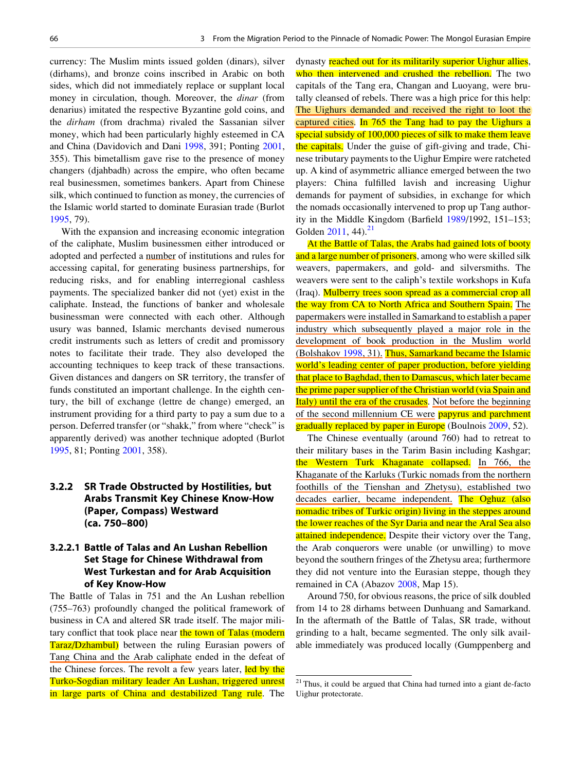currency: The Muslim mints issued golden (dinars), silver (dirhams), and bronze coins inscribed in Arabic on both sides, which did not immediately replace or supplant local money in circulation, though. Moreover, the *dinar* (from denarius) imitated the respective Byzantine gold coins, and the *dirham* (from drachma) rivaled the Sassanian silver money, which had been particularly highly esteemed in CA and China (Davidovich and Dani 1998, 391; Ponting 2001, 355). This bimetallism gave rise to the presence of money changers (djahbadh) across the empire, who often became real businessmen, sometimes bankers. Apart from Chinese silk, which continued to function as money, the currencies of the Islamic world started to dominate Eurasian trade (Burlot 1995, 79).

With the expansion and increasing economic integration of the caliphate, Muslim businessmen either introduced or adopted and perfected a number of institutions and rules for accessing capital, for generating business partnerships, for reducing risks, and for enabling interregional cashless payments. The specialized banker did not (yet) exist in the caliphate. Instead, the functions of banker and wholesale businessman were connected with each other. Although usury was banned, Islamic merchants devised numerous credit instruments such as letters of credit and promissory notes to facilitate their trade. They also developed the accounting techniques to keep track of these transactions. Given distances and dangers on SR territory, the transfer of funds constituted an important challenge. In the eighth century, the bill of exchange (lettre de change) emerged, an instrument providing for a third party to pay a sum due to a person. Deferred transfer (or "shakk," from where "check" is apparently derived) was another technique adopted (Burlot 1995, 81; Ponting 2001, 358).

### 3.2.2 SR Trade Obstructed by Hostilities, but Arabs Transmit Key Chinese Know-How (Paper, Compass) Westward (ca. 750–800)

#### 3.2.2.1 Battle of Talas and An Lushan Rebellion Set Stage for Chinese Withdrawal from West Turkestan and for Arab Acquisition of Key Know-How

The Battle of Talas in 751 and the An Lushan rebellion (755–763) profoundly changed the political framework of business in CA and altered SR trade itself. The major military conflict that took place near the town of Talas (modern Taraz/Dzhambul) between the ruling Eurasian powers of Tang China and the Arab caliphate ended in the defeat of the Chinese forces. The revolt a few years later, led by the Turko-Sogdian military leader An Lushan, triggered unrest in large parts of China and destabilized Tang rule. The dynasty reached out for its militarily superior Uighur allies, who then intervened and crushed the rebellion. The two capitals of the Tang era, Changan and Luoyang, were brutally cleansed of rebels. There was a high price for this help: The Uighurs demanded and received the right to loot the captured cities. In 765 the Tang had to pay the Uighurs a special subsidy of 100,000 pieces of silk to make them leave the capitals. Under the guise of gift-giving and trade, Chinese tributary payments to the Uighur Empire were ratcheted up. A kind of asymmetric alliance emerged between the two players: China fulfilled lavish and increasing Uighur demands for payment of subsidies, in exchange for which the nomads occasionally intervened to prop up Tang authority in the Middle Kingdom (Barfield 1989/1992, 151–153; Golden 2011, 44).[21]

At the Battle of Talas, the Arabs had gained lots of booty and a large number of prisoners, among who were skilled silk weavers, papermakers, and gold- and silversmiths. The weavers were sent to the caliph's textile workshops in Kufa (Iraq). Mulberry trees soon spread as a commercial crop all the way from CA to North Africa and Southern Spain. The papermakers were installed in Samarkand to establish a paper industry which subsequently played a major role in the development of book production in the Muslim world (Bolshakov 1998, 31). Thus, Samarkand became the Islamic world's leading center of paper production, before yielding that place to Baghdad, then to Damascus, which later became the prime paper supplier of the Christian world (via Spain and Italy) until the era of the crusades. Not before the beginning of the second millennium CE were papyrus and parchment gradually replaced by paper in Europe (Boulnois 2009, 52).

The Chinese eventually (around 760) had to retreat to their military bases in the Tarim Basin including Kashgar; the Western Turk Khaganate collapsed. In 766, the Khaganate of the Karluks (Turkic nomads from the northern foothills of the Tienshan and Zhetysu), established two decades earlier, became independent. The Oghuz (also nomadic tribes of Turkic origin) living in the steppes around the lower reaches of the Syr Daria and near the Aral Sea also attained independence. Despite their victory over the Tang, the Arab conquerors were unable (or unwilling) to move beyond the southern fringes of the Zhetysu area; furthermore they did not venture into the Eurasian steppe, though they remained in CA (Abazov 2008, Map 15).

Around 750, for obvious reasons, the price of silk doubled from 14 to 28 dirhams between Dunhuang and Samarkand. In the aftermath of the Battle of Talas, SR trade, without grinding to a halt, became segmented. The only silk available immediately was produced locally (Gumppenberg and

[21] Thus, it could be argued that China had turned into a giant de-facto Uighur protectorate.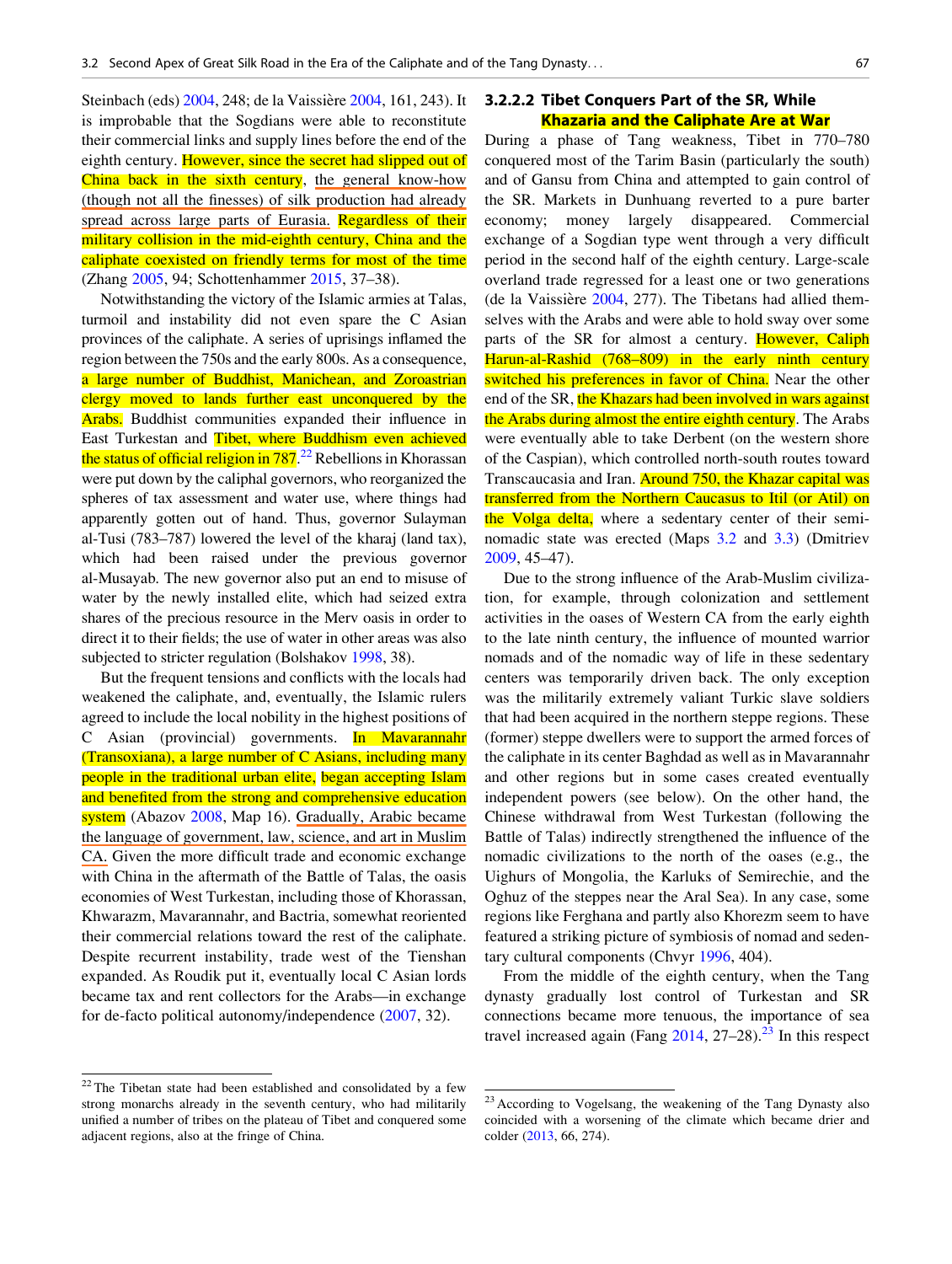Steinbach (eds) 2004, 248; de la Vaissière 2004, 161, 243). It is improbable that the Sogdians were able to reconstitute their commercial links and supply lines before the end of the eighth century. However, since the secret had slipped out of China back in the sixth century, the general know-how (though not all the finesses) of silk production had already spread across large parts of Eurasia. Regardless of their military collision in the mid-eighth century, China and the caliphate coexisted on friendly terms for most of the time (Zhang 2005, 94; Schottenhammer 2015, 37–38).

Notwithstanding the victory of the Islamic armies at Talas, turmoil and instability did not even spare the C Asian provinces of the caliphate. A series of uprisings inflamed the region between the 750s and the early 800s. As a consequence, a large number of Buddhist, Manichean, and Zoroastrian clergy moved to lands further east unconquered by the Arabs. Buddhist communities expanded their influence in East Turkestan and Tibet, where Buddhism even achieved the status of official religion in 787.[22] Rebellions in Khorassan were put down by the caliphal governors, who reorganized the spheres of tax assessment and water use, where things had apparently gotten out of hand. Thus, governor Sulayman al-Tusi (783–787) lowered the level of the kharaj (land tax), which had been raised under the previous governor al-Musayab. The new governor also put an end to misuse of water by the newly installed elite, which had seized extra shares of the precious resource in the Merv oasis in order to direct it to their fields; the use of water in other areas was also subjected to stricter regulation (Bolshakov 1998, 38).

But the frequent tensions and conflicts with the locals had weakened the caliphate, and, eventually, the Islamic rulers agreed to include the local nobility in the highest positions of C Asian (provincial) governments. In Mavarannahr (Transoxiana), a large number of C Asians, including many people in the traditional urban elite, began accepting Islam and benefited from the strong and comprehensive education system (Abazov 2008, Map 16). Gradually, Arabic became the language of government, law, science, and art in Muslim CA. Given the more difficult trade and economic exchange with China in the aftermath of the Battle of Talas, the oasis economies of West Turkestan, including those of Khorassan, Khwarazm, Mavarannahr, and Bactria, somewhat reoriented their commercial relations toward the rest of the caliphate. Despite recurrent instability, trade west of the Tienshan expanded. As Roudik put it, eventually local C Asian lords became tax and rent collectors for the Arabs—in exchange for de-facto political autonomy/independence (2007, 32).

[22] The Tibetan state had been established and consolidated by a few strong monarchs already in the seventh century, who had militarily unified a number of tribes on the plateau of Tibet and conquered some adjacent regions, also at the fringe of China.

#### 3.2.2.2 Tibet Conquers Part of the SR, While Khazaria and the Caliphate Are at War

During a phase of Tang weakness, Tibet in 770–780 conquered most of the Tarim Basin (particularly the south) and of Gansu from China and attempted to gain control of the SR. Markets in Dunhuang reverted to a pure barter economy; money largely disappeared. Commercial exchange of a Sogdian type went through a very difficult period in the second half of the eighth century. Large-scale overland trade regressed for a least one or two generations (de la Vaissière 2004, 277). The Tibetans had allied themselves with the Arabs and were able to hold sway over some parts of the SR for almost a century. However, Caliph Harun-al-Rashid (768–809) in the early ninth century switched his preferences in favor of China. Near the other end of the SR, the Khazars had been involved in wars against the Arabs during almost the entire eighth century. The Arabs were eventually able to take Derbent (on the western shore of the Caspian), which controlled north-south routes toward Transcaucasia and Iran. Around 750, the Khazar capital was transferred from the Northern Caucasus to Itil (or Atil) on the Volga delta, where a sedentary center of their semi-nomadic state was erected (Maps 3.2 and 3.3) (Dmitriev 2009, 45–47).

Due to the strong influence of the Arab-Muslim civilization, for example, through colonization and settlement activities in the oases of Western CA from the early eighth to the late ninth century, the influence of mounted warrior nomads and of the nomadic way of life in these sedentary centers was temporarily driven back. The only exception was the militarily extremely valiant Turkic slave soldiers that had been acquired in the northern steppe regions. These (former) steppe dwellers were to support the armed forces of the caliphate in its center Baghdad as well as in Mavarannahr and other regions but in some cases created eventually independent powers (see below). On the other hand, the Chinese withdrawal from West Turkestan (following the Battle of Talas) indirectly strengthened the influence of the nomadic civilizations to the north of the oases (e.g., the Uighurs of Mongolia, the Karluks of Semirechie, and the Oghuz of the steppes near the Aral Sea). In any case, some regions like Ferghana and partly also Khorezm seem to have featured a striking picture of symbiosis of nomad and sedentary cultural components (Chvyr 1996, 404).

From the middle of the eighth century, when the Tang dynasty gradually lost control of Turkestan and SR connections became more tenuous, the importance of sea travel increased again (Fang 2014, 27–28).[23] In this respect

[23] According to Vogelsang, the weakening of the Tang Dynasty also coincided with a worsening of the climate which became drier and colder (2013, 66, 274).